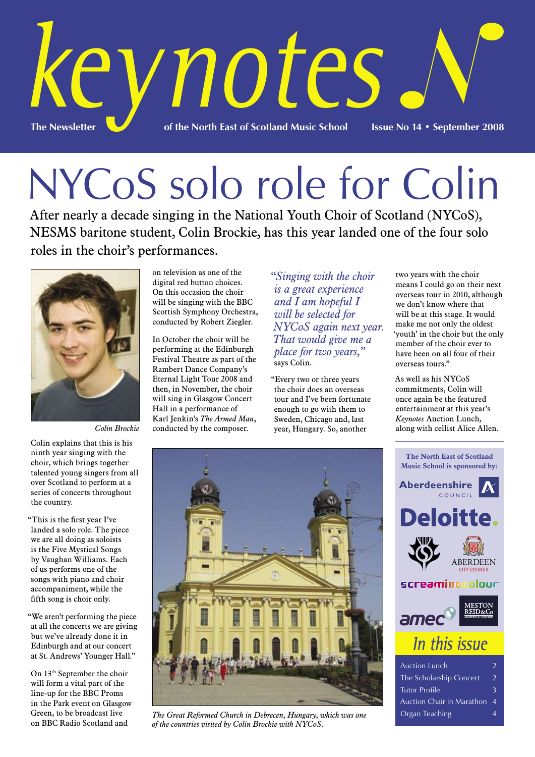# keynotes

The Newsletter of the North East of Scotland Music School — Issue No 14 • September 2008

# NYCoS solo role for Colin

After nearly a decade singing in the National Youth Choir of Scotland (NYCoS), NESMS baritone student, Colin Brockie, has this year landed one of the four solo roles in the choir's performances.

*Colin Brockie*

Colin explains that this is his ninth year singing with the choir, which brings together talented young singers from all over Scotland to perform at a series of concerts throughout the country.

"This is the first year I've landed a solo role. The piece we are all doing as soloists is the Five Mystical Songs by Vaughan Williams. Each of us performs one of the songs with piano and choir accompaniment, while the fifth song is choir only.

"We aren't performing the piece at all the concerts we are giving but we've already done it in Edinburgh and at our concert at St. Andrews' Younger Hall."

On 13th September the choir will form a vital part of the line-up for the BBC Proms in the Park event on Glasgow Green, to be broadcast live on BBC Radio Scotland and on television as one of the digital red button choices. On this occasion the choir will be singing with the BBC Scottish Symphony Orchestra, conducted by Robert Ziegler.

In October the choir will be performing at the Edinburgh Festival Theatre as part of the Rambert Dance Company's Eternal Light Tour 2008 and then, in November, the choir will sing in Glasgow Concert Hall in a performance of Karl Jenkin's *The Armed Man*, conducted by the composer.

*"Singing with the choir is a great experience and I am hopeful I will be selected for NYCoS again next year. That would give me a place for two years,"* says Colin.

"Every two or three years the choir does an overseas tour and I've been fortunate enough to go with them to Sweden, Chicago and, last year, Hungary. So, another two years with the choir means I could go on their next overseas tour in 2010, although we don't know where that will be at this stage. It would make me not only the oldest 'youth' in the choir but the only member of the choir ever to have been on all four of their overseas tours."

As well as his NYCoS commitments, Colin will once again be the featured entertainment at this year's *Keynotes* Auction Lunch, along with cellist Alice Allen.

*The Great Reformed Church in Debrecen, Hungary, which was one of the countries visited by Colin Brockie with NYCoS.*

**The North East of Scotland Music School is sponsored by:**

Aberdeenshire Council
Deloitte.
Aberdeen City Council
screamingcolour
amec
Meston Reid & Co

## In this issue

| | |
|---|---|
| Auction Lunch | 2 |
| The Scholarship Concert | 2 |
| Tutor Profile | 3 |
| Auction Chair in Marathon | 4 |
| Organ Teaching | 4 |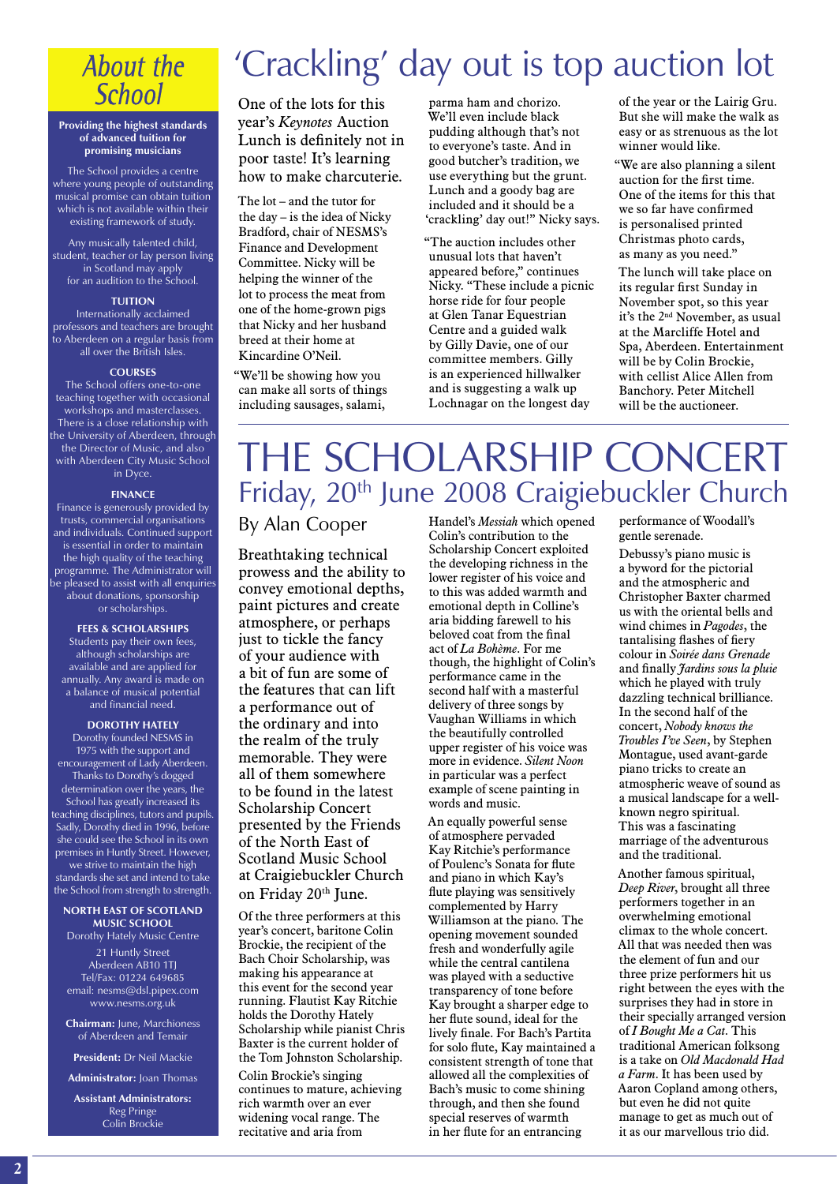## About the School

**Providing the highest standards of advanced tuition for promising musicians**

The School provides a centre where young people of outstanding musical promise can obtain tuition which is not available within their existing framework of study.

Any musically talented child, student, teacher or lay person living in Scotland may apply for an audition to the School.

### TUITION

Internationally acclaimed professors and teachers are brought to Aberdeen on a regular basis from all over the British Isles.

### COURSES

The School offers one-to-one teaching together with occasional workshops and masterclasses. There is a close relationship with the University of Aberdeen, through the Director of Music, and also with Aberdeen City Music School in Dyce.

### FINANCE

Finance is generously provided by trusts, commercial organisations and individuals. Continued support is essential in order to maintain the high quality of the teaching programme. The Administrator will be pleased to assist with all enquiries about donations, sponsorship or scholarships.

### FEES & SCHOLARSHIPS

Students pay their own fees, although scholarships are available and are applied for annually. Any award is made on a balance of musical potential and financial need.

### DOROTHY HATELY

Dorothy founded NESMS in 1975 with the support and encouragement of Lady Aberdeen. Thanks to Dorothy's dogged determination over the years, the School has greatly increased its teaching disciplines, tutors and pupils. Sadly, Dorothy died in 1996, before she could see the School in its own premises in Huntly Street. However, we strive to maintain the high standards she set and intend to take the School from strength to strength.

### NORTH EAST OF SCOTLAND MUSIC SCHOOL

Dorothy Hately Music Centre

21 Huntly Street
Aberdeen AB10 1TJ
Tel/Fax: 01224 649685
email: nesms@dsl.pipex.com
www.nesms.org.uk

**Chairman:** June, Marchioness of Aberdeen and Temair

**President:** Dr Neil Mackie

**Administrator:** Joan Thomas

**Assistant Administrators:**
Reg Pringe
Colin Brockie

# 'Crackling' day out is top auction lot

One of the lots for this year's *Keynotes* Auction Lunch is definitely not in poor taste! It's learning how to make charcuterie.

The lot – and the tutor for the day – is the idea of Nicky Bradford, chair of NESMS's Finance and Development Committee. Nicky will be helping the winner of the lot to process the meat from one of the home-grown pigs that Nicky and her husband breed at their home at Kincardine O'Neil.

"We'll be showing how you can make all sorts of things including sausages, salami, parma ham and chorizo. We'll even include black pudding although that's not to everyone's taste. And in good butcher's tradition, we use everything but the grunt. Lunch and a goody bag are included and it should be a 'crackling' day out!" Nicky says.

"The auction includes other unusual lots that haven't appeared before," continues Nicky. "These include a picnic horse ride for four people at Glen Tanar Equestrian Centre and a guided walk by Gilly Davie, one of our committee members. Gilly is an experienced hillwalker and is suggesting a walk up Lochnagar on the longest day of the year or the Lairig Gru. But she will make the walk as easy or as strenuous as the lot winner would like.

"We are also planning a silent auction for the first time. One of the items for this that we so far have confirmed is personalised printed Christmas photo cards, as many as you need."

The lunch will take place on its regular first Sunday in November spot, so this year it's the 2nd November, as usual at the Marcliffe Hotel and Spa, Aberdeen. Entertainment will be by Colin Brockie, with cellist Alice Allen from Banchory. Peter Mitchell will be the auctioneer.

# THE SCHOLARSHIP CONCERT

## Friday, 20th June 2008 Craigiebuckler Church

### By Alan Cooper

Breathtaking technical prowess and the ability to convey emotional depths, paint pictures and create atmosphere, or perhaps just to tickle the fancy of your audience with a bit of fun are some of the features that can lift a performance out of the ordinary and into the realm of the truly memorable. They were all of them somewhere to be found in the latest Scholarship Concert presented by the Friends of the North East of Scotland Music School at Craigiebuckler Church on Friday 20th June.

Of the three performers at this year's concert, baritone Colin Brockie, the recipient of the Bach Choir Scholarship, was making his appearance at this event for the second year running. Flautist Kay Ritchie holds the Dorothy Hately Scholarship while pianist Chris Baxter is the current holder of the Tom Johnston Scholarship.

Colin Brockie's singing continues to mature, achieving rich warmth over an ever widening vocal range. The recitative and aria from Handel's *Messiah* which opened Colin's contribution to the Scholarship Concert exploited the developing richness in the lower register of his voice and to this was added warmth and emotional depth in Colline's aria bidding farewell to his beloved coat from the final act of *La Bohème*. For me though, the highlight of Colin's performance came in the second half with a masterful delivery of three songs by Vaughan Williams in which the beautifully controlled upper register of his voice was more in evidence. *Silent Noon* in particular was a perfect example of scene painting in words and music.

An equally powerful sense of atmosphere pervaded Kay Ritchie's performance of Poulenc's Sonata for flute and piano in which Kay's flute playing was sensitively complemented by Harry Williamson at the piano. The opening movement sounded fresh and wonderfully agile while the central cantilena was played with a seductive transparency of tone before Kay brought a sharper edge to her flute sound, ideal for the lively finale. For Bach's Partita for solo flute, Kay maintained a consistent strength of tone that allowed all the complexities of Bach's music to come shining through, and then she found special reserves of warmth in her flute for an entrancing performance of Woodall's gentle serenade.

Debussy's piano music is a byword for the pictorial and the atmospheric and Christopher Baxter charmed us with the oriental bells and wind chimes in *Pagodes*, the tantalising flashes of fiery colour in *Soirée dans Grenade* and finally *Jardins sous la pluie* which he played with truly dazzling technical brilliance. In the second half of the concert, *Nobody knows the Troubles I've Seen*, by Stephen Montague, used avant-garde piano tricks to create an atmospheric weave of sound as a musical landscape for a well-known negro spiritual. This was a fascinating marriage of the adventurous and the traditional.

Another famous spiritual, *Deep River*, brought all three performers together in an overwhelming emotional climax to the whole concert. All that was needed then was the element of fun and our three prize performers hit us right between the eyes with the surprises they had in store in their specially arranged version of *I Bought Me a Cat*. This traditional American folksong is a take on *Old Macdonald Had a Farm*. It has been used by Aaron Copland among others, but even he did not quite manage to get as much out of it as our marvellous trio did.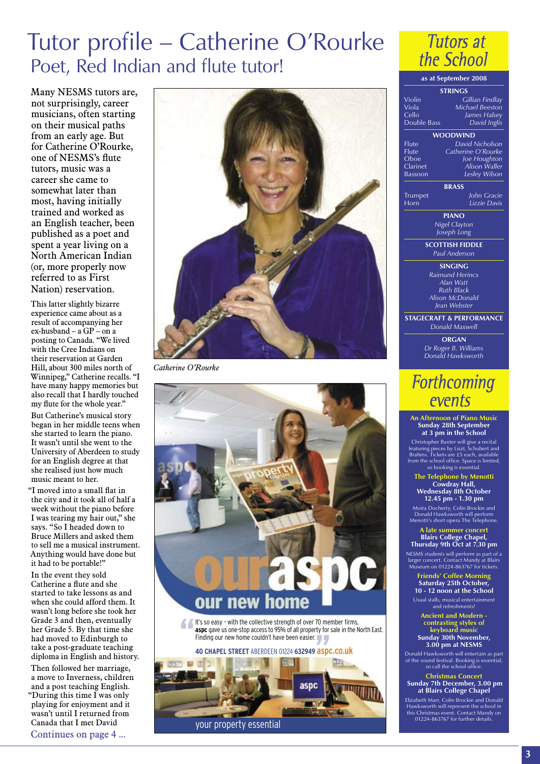# Tutor profile – Catherine O'Rourke

## Poet, Red Indian and flute tutor!

Many NESMS tutors are, not surprisingly, career musicians, often starting on their musical paths from an early age. But for Catherine O'Rourke, one of NESMS's flute tutors, music was a career she came to somewhat later than most, having initially trained and worked as an English teacher, been published as a poet and spent a year living on a North American Indian (or, more properly now referred to as First Nation) reservation.

This latter slightly bizarre experience came about as a result of accompanying her ex-husband – a GP – on a posting to Canada. "We lived with the Cree Indians on their reservation at Garden Hill, about 300 miles north of Winnipeg," Catherine recalls. "I have many happy memories but also recall that I hardly touched my flute for the whole year."

But Catherine's musical story began in her middle teens when she started to learn the piano. It wasn't until she went to the University of Aberdeen to study for an English degree at that she realised just how much music meant to her.

"I moved into a small flat in the city and it took all of half a week without the piano before I was tearing my hair out," she says. "So I headed down to Bruce Millers and asked them to sell me a musical instrument. Anything would have done but it had to be portable!"

In the event they sold Catherine a flute and she started to take lessons as and when she could afford them. It wasn't long before she took her Grade 3 and then, eventually her Grade 5. By that time she had moved to Edinburgh to take a post-graduate teaching diploma in English and history.

Then followed her marriage, a move to Inverness, children and a post teaching English. "During this time I was only playing for enjoyment and it wasn't until I returned from Canada that I met David

Continues on page 4 ...

*Catherine O'Rourke*

our aspc
our new home

"It's so easy – with the collective strength of over 70 member firms, **aspc** gave us one-stop access to 95% of all property for sale in the North East. Finding our new home couldn't have been easier."

**40 CHAPEL STREET** ABERDEEN 01224 **632949 aspc.co.uk**

your property essential

# Tutors at the School

**as at September 2008**

**STRINGS**

| | |
|---|---|
| Violin | *Gillian Findlay* |
| Viola | *Michael Beeston* |
| Cello | *James Halsey* |
| Double Bass | *David Inglis* |

**WOODWIND**

| | |
|---|---|
| Flute | *David Nicholson* |
| Flute | *Catherine O'Rourke* |
| Oboe | *Joe Houghton* |
| Clarinet | *Alison Waller* |
| Bassoon | *Lesley Wilson* |

**BRASS**

| | |
|---|---|
| Trumpet | *John Gracie* |
| Horn | *Lizzie Davis* |

**PIANO**

*Nigel Clayton*
*Joseph Long*

**SCOTTISH FIDDLE**

*Paul Anderson*

**SINGING**

*Raimund Herincx*
*Alan Watt*
*Ruth Black*
*Alison McDonald*
*Jean Webster*

**STAGECRAFT & PERFORMANCE**

*Donald Maxwell*

**ORGAN**

*Dr Roger B. Williams*
*Donald Hawksworth*

# Forthcoming events

**An Afternoon of Piano Music**
**Sunday 28th September at 3 pm in the School**

Christopher Baxter will give a recital featuring pieces by Liszt, Schubert and Brahms. Tickets are £5 each, available from the school office. Space is limited, so booking is essential.

**The Telephone by Menotti**
**Cowdray Hall, Wednesday 8th October 12.45 pm - 1.30 pm**

Moira Docherty, Colin Brockie and Donald Hawksworth will perform Menotti's short opera The Telephone.

**A late summer concert**
**Blairs College Chapel, Thursday 9th Oct at 7.30 pm**

NESMS students will perform as part of a larger concert. Contact Mandy at Blairs Museum on 01224-863767 for tickets.

**Friends' Coffee Morning**
**Saturday 25th October, 10 - 12 noon at the School**

Usual stalls, musical entertainment and refreshments!

**Ancient and Modern - contrasting styles of keyboard music**
**Sunday 30th November, 3.00 pm at NESMS**

Donald Hawksworth will entertain as part of the sound festival. Booking is essential, so call the school office.

**Christmas Concert**
**Sunday 7th December, 3.00 pm at Blairs College Chapel**

Elizabeth Marr, Colin Brockie and Donald Hawksworth will represent the school in this Christmas event. Contact Mandy on 01224-863767 for further details.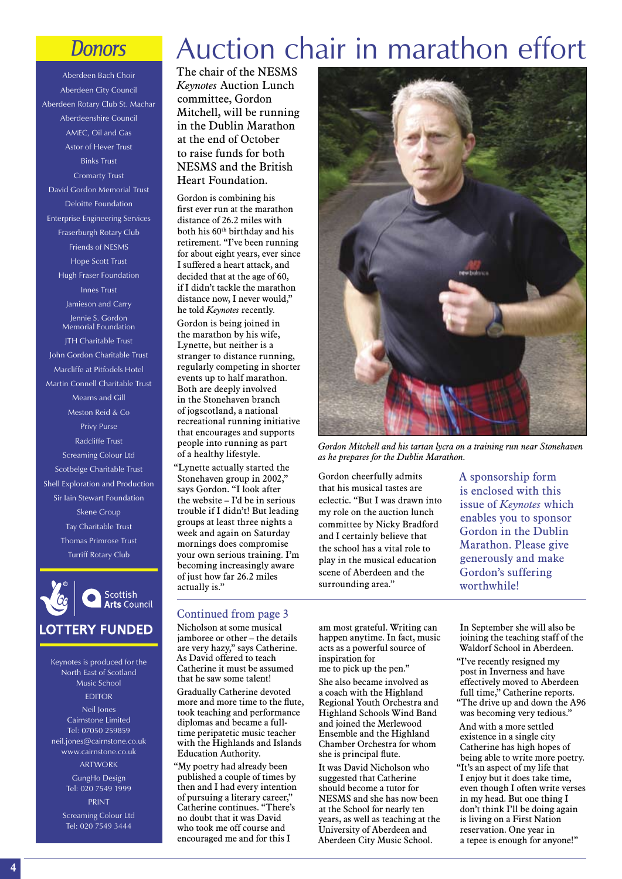## Donors

Aberdeen Bach Choir
Aberdeen City Council
Aberdeen Rotary Club St. Machar
Aberdeenshire Council
AMEC, Oil and Gas
Astor of Hever Trust
Binks Trust
Cromarty Trust
David Gordon Memorial Trust
Deloitte Foundation
Enterprise Engineering Services
Fraserburgh Rotary Club
Friends of NESMS
Hope Scott Trust
Hugh Fraser Foundation
Innes Trust
Jamieson and Carry
Jennie S. Gordon Memorial Foundation
JTH Charitable Trust
John Gordon Charitable Trust
Marcliffe at Pitfodels Hotel
Martin Connell Charitable Trust
Mearns and Gill
Meston Reid & Co
Privy Purse
Radcliffe Trust
Screaming Colour Ltd
Scotbelge Charitable Trust
Shell Exploration and Production
Sir Iain Stewart Foundation
Skene Group
Tay Charitable Trust
Thomas Primrose Trust
Turriff Rotary Club

Scottish Arts Council

LOTTERY FUNDED

Keynotes is produced for the North East of Scotland Music School

EDITOR
Neil Jones
Cairnstone Limited
Tel: 07050 259859
neil.jones@cairnstone.co.uk
www.cairnstone.co.uk

ARTWORK
GungHo Design
Tel: 020 7549 1999

PRINT
Screaming Colour Ltd
Tel: 020 7549 3444

# Auction chair in marathon effort

The chair of the NESMS *Keynotes* Auction Lunch committee, Gordon Mitchell, will be running in the Dublin Marathon at the end of October to raise funds for both NESMS and the British Heart Foundation.

Gordon is combining his first ever run at the marathon distance of 26.2 miles with both his 60th birthday and his retirement. "I've been running for about eight years, ever since I suffered a heart attack, and decided that at the age of 60, if I didn't tackle the marathon distance now, I never would," he told *Keynotes* recently.

Gordon is being joined in the marathon by his wife, Lynette, but neither is a stranger to distance running, regularly competing in shorter events up to half marathon. Both are deeply involved in the Stonehaven branch of jogscotland, a national recreational running initiative that encourages and supports people into running as part of a healthy lifestyle.

"Lynette actually started the Stonehaven group in 2002," says Gordon. "I look after the website – I'd be in serious trouble if I didn't! But leading groups at least three nights a week and again on Saturday mornings does compromise your own serious training. I'm becoming increasingly aware of just how far 26.2 miles actually is."

*Gordon Mitchell and his tartan lycra on a training run near Stonehaven as he prepares for the Dublin Marathon.*

Gordon cheerfully admits that his musical tastes are eclectic. "But I was drawn into my role on the auction lunch committee by Nicky Bradford and I certainly believe that the school has a vital role to play in the musical education scene of Aberdeen and the surrounding area."

A sponsorship form is enclosed with this issue of *Keynotes* which enables you to sponsor Gordon in the Dublin Marathon. Please give generously and make Gordon's suffering worthwhile!

## Continued from page 3

Nicholson at some musical jamboree or other – the details are very hazy," says Catherine. As David offered to teach Catherine it must be assumed that he saw some talent!

Gradually Catherine devoted more and more time to the flute, took teaching and performance diplomas and became a full-time peripatetic music teacher with the Highlands and Islands Education Authority.

"My poetry had already been published a couple of times by then and I had every intention of pursuing a literary career," Catherine continues. "There's no doubt that it was David who took me off course and encouraged me and for this I am most grateful. Writing can happen anytime. In fact, music acts as a powerful source of inspiration for me to pick up the pen."

She also became involved as a coach with the Highland Regional Youth Orchestra and Highland Schools Wind Band and joined the Merlewood Ensemble and the Highland Chamber Orchestra for whom she is principal flute.

It was David Nicholson who suggested that Catherine should become a tutor for NESMS and she has now been at the School for nearly ten years, as well as teaching at the University of Aberdeen and Aberdeen City Music School.

In September she will also be joining the teaching staff of the Waldorf School in Aberdeen.

"I've recently resigned my post in Inverness and have effectively moved to Aberdeen full time," Catherine reports. "The drive up and down the A96 was becoming very tedious."

And with a more settled existence in a single city Catherine has high hopes of being able to write more poetry. "It's an aspect of my life that I enjoy but it does take time, even though I often write verses in my head. But one thing I don't think I'll be doing again is living on a First Nation reservation. One year in a tepee is enough for anyone!"